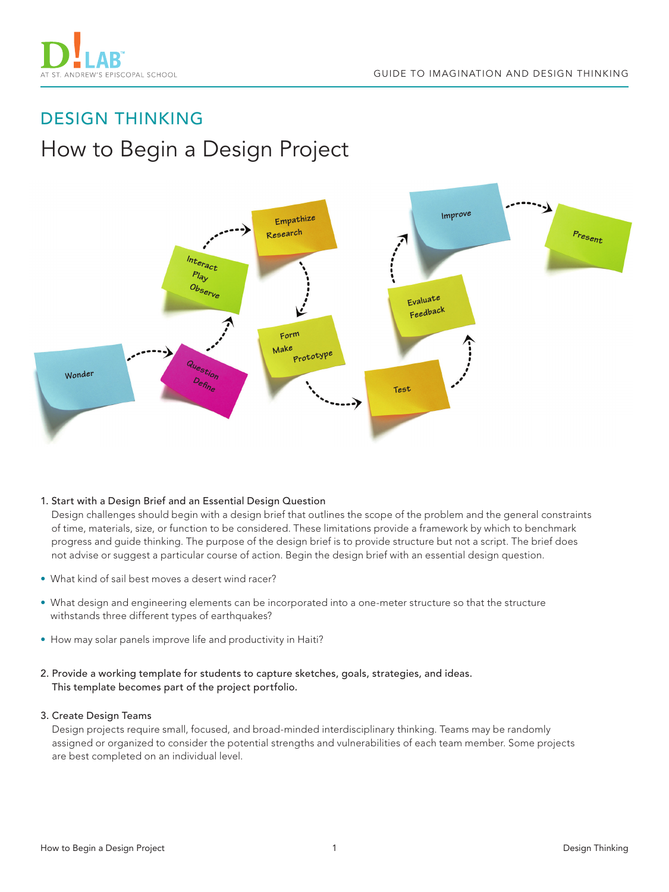## DESIGN THINKING

# How to Begin a Design Project

Wonder → Question, Define → Interact, Play, Observe → Empathize, Research → Form, Make, Prototype → Test → Evaluate, Feedback → Improve → Present

1. Start with a Design Brief and an Essential Design Question

   Design challenges should begin with a design brief that outlines the scope of the problem and the general constraints of time, materials, size, or function to be considered. These limitations provide a framework by which to benchmark progress and guide thinking. The purpose of the design brief is to provide structure but not a script. The brief does not advise or suggest a particular course of action. Begin the design brief with an essential design question.

- What kind of sail best moves a desert wind racer?
- What design and engineering elements can be incorporated into a one-meter structure so that the structure withstands three different types of earthquakes?
- How may solar panels improve life and productivity in Haiti?

2. Provide a working template for students to capture sketches, goals, strategies, and ideas. This template becomes part of the project portfolio.

3. Create Design Teams

   Design projects require small, focused, and broad-minded interdisciplinary thinking. Teams may be randomly assigned or organized to consider the potential strengths and vulnerabilities of each team member. Some projects are best completed on an individual level.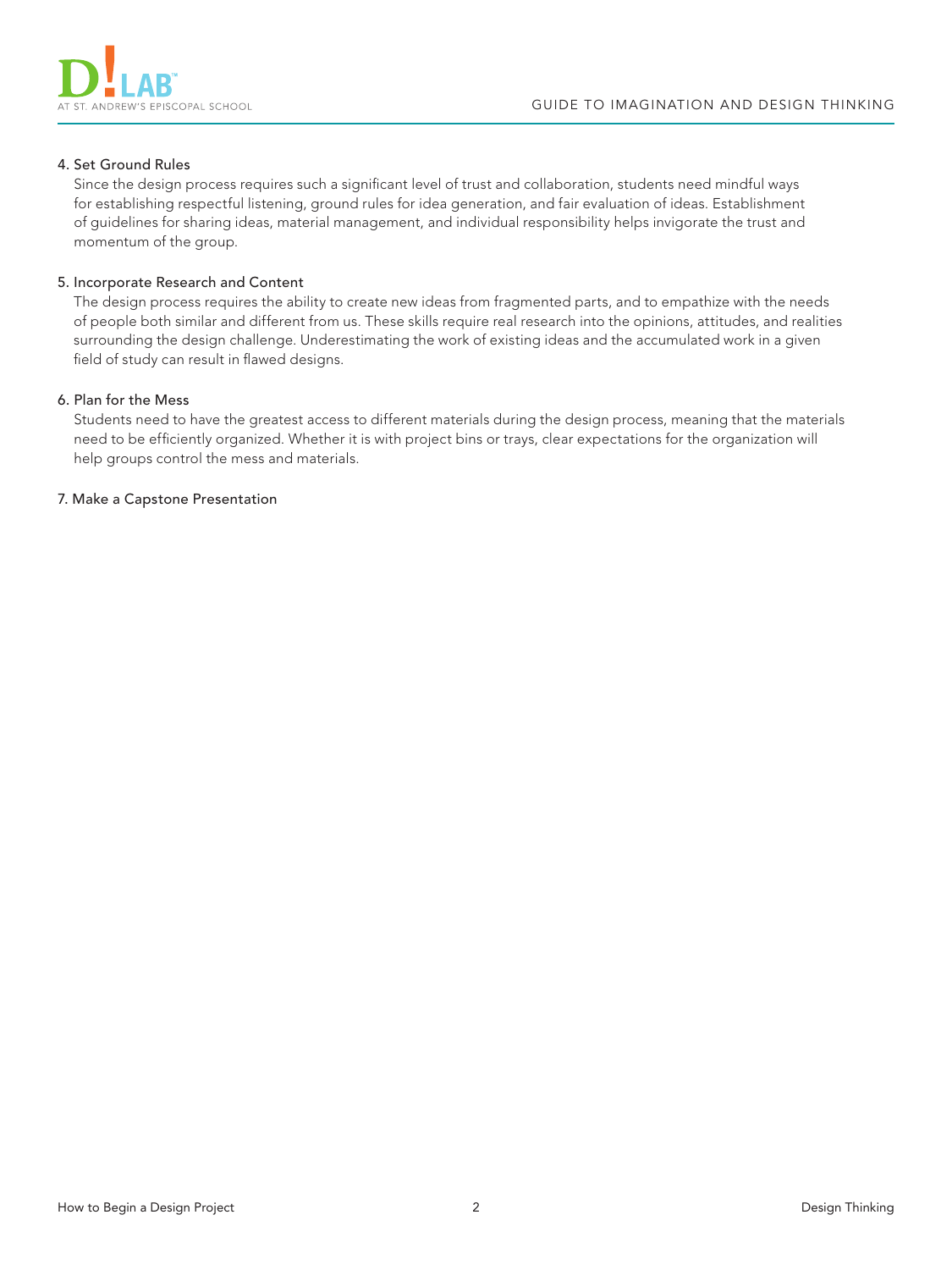4. Set Ground Rules

   Since the design process requires such a significant level of trust and collaboration, students need mindful ways for establishing respectful listening, ground rules for idea generation, and fair evaluation of ideas. Establishment of guidelines for sharing ideas, material management, and individual responsibility helps invigorate the trust and momentum of the group.

5. Incorporate Research and Content

   The design process requires the ability to create new ideas from fragmented parts, and to empathize with the needs of people both similar and different from us. These skills require real research into the opinions, attitudes, and realities surrounding the design challenge. Underestimating the work of existing ideas and the accumulated work in a given field of study can result in flawed designs.

6. Plan for the Mess

   Students need to have the greatest access to different materials during the design process, meaning that the materials need to be efficiently organized. Whether it is with project bins or trays, clear expectations for the organization will help groups control the mess and materials.

7. Make a Capstone Presentation